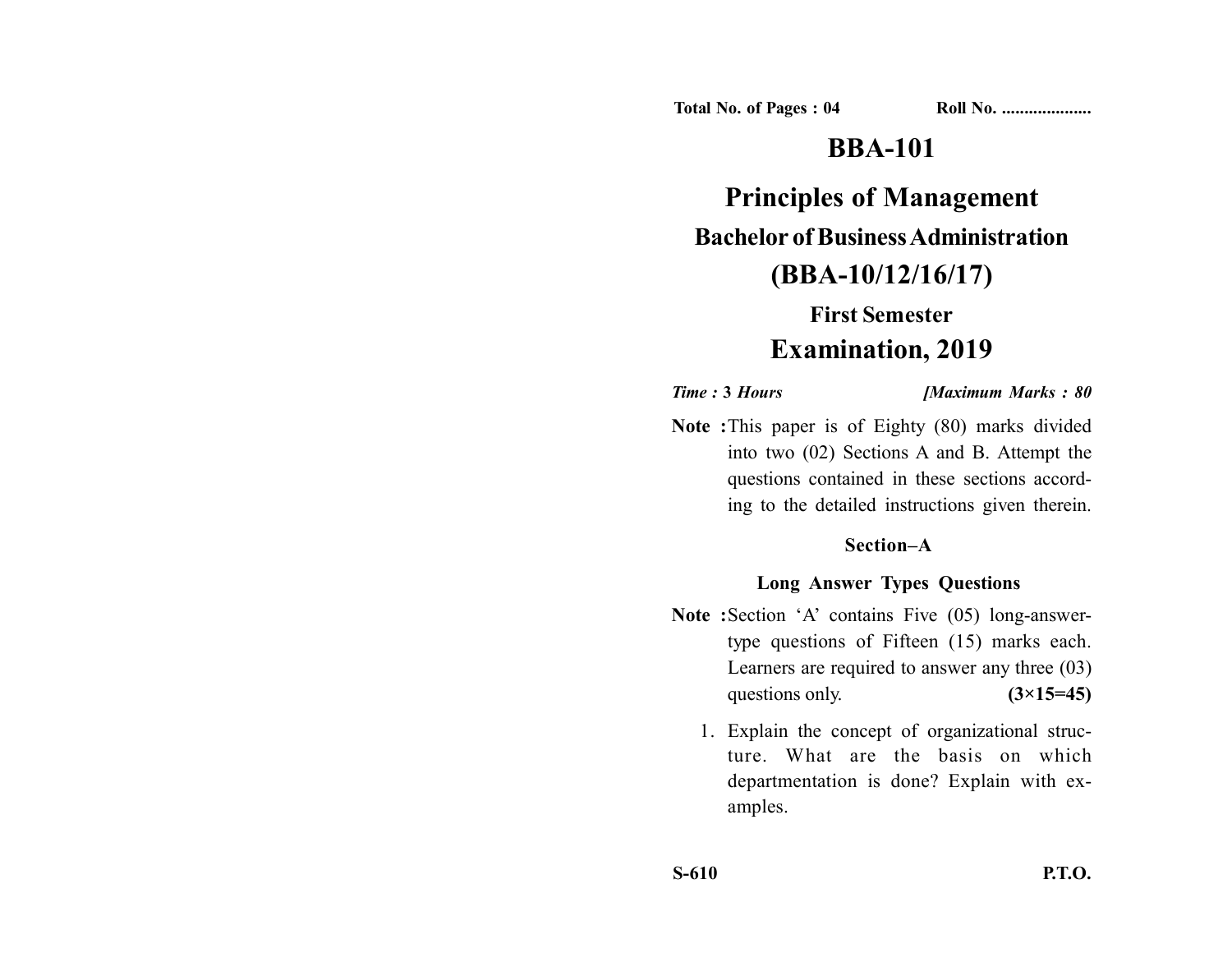Total No. of Pages : 04 Roll No. ...................

# BBA-101

# Principles of Management

## Bachelor of Business Administration

## (BBA-10/12/16/17)

### First Semester

## Examination, 2019

*Time :* ***3*** *Hours* *[Maximum Marks : 80*

**Note :** This paper is of Eighty (80) marks divided into two (02) Sections A and B. Attempt the questions contained in these sections according to the detailed instructions given therein.

### Section–A

### Long Answer Types Questions

**Note :** Section 'A' contains Five (05) long-answer-type questions of Fifteen (15) marks each. Learners are required to answer any three (03) questions only. **(3×15=45)**

1. Explain the concept of organizational structure. What are the basis on which departmentation is done? Explain with examples.

S-610 P.T.O.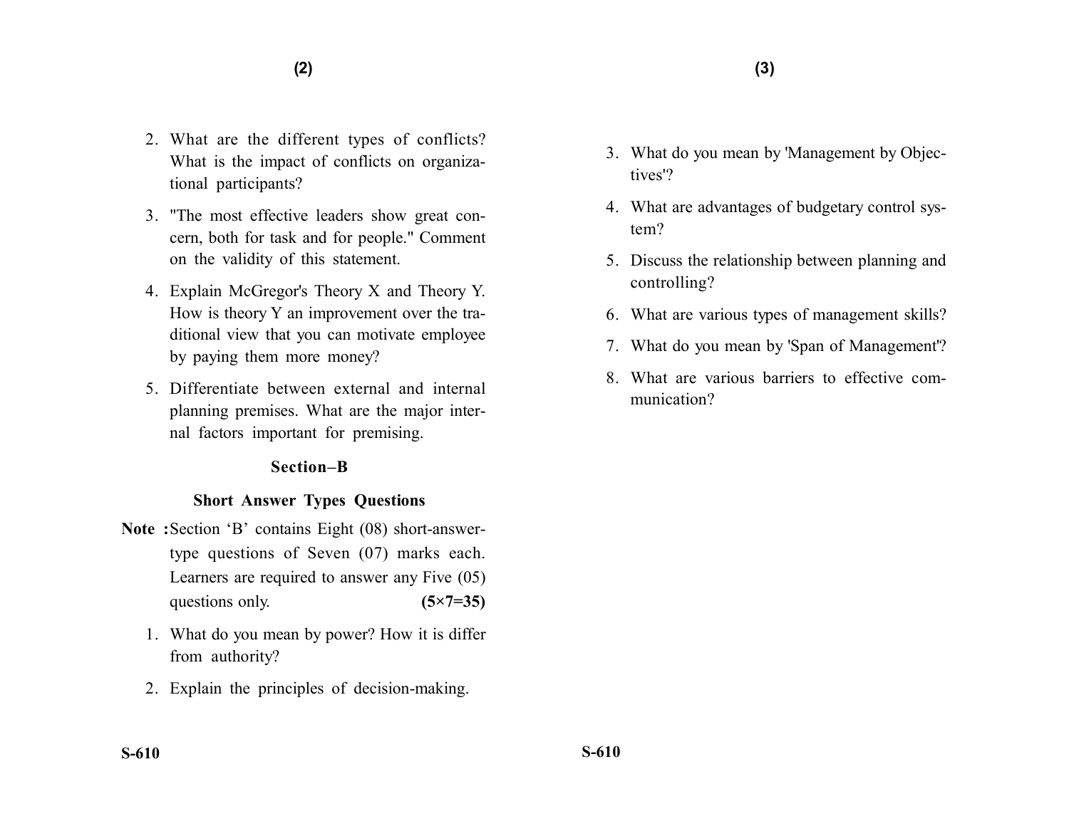2. What are the different types of conflicts? What is the impact of conflicts on organizational participants?

3. "The most effective leaders show great concern, both for task and for people." Comment on the validity of this statement.

4. Explain McGregor's Theory X and Theory Y. How is theory Y an improvement over the traditional view that you can motivate employee by paying them more money?

5. Differentiate between external and internal planning premises. What are the major internal factors important for premising.

## Section–B

### Short Answer Types Questions

**Note :** Section 'B' contains Eight (08) short-answer-type questions of Seven (07) marks each. Learners are required to answer any Five (05) questions only. **(5×7=35)**

1. What do you mean by power? How it is differ from authority?

2. Explain the principles of decision-making.

3. What do you mean by 'Management by Objectives'?

4. What are advantages of budgetary control system?

5. Discuss the relationship between planning and controlling?

6. What are various types of management skills?

7. What do you mean by 'Span of Management'?

8. What are various barriers to effective communication?